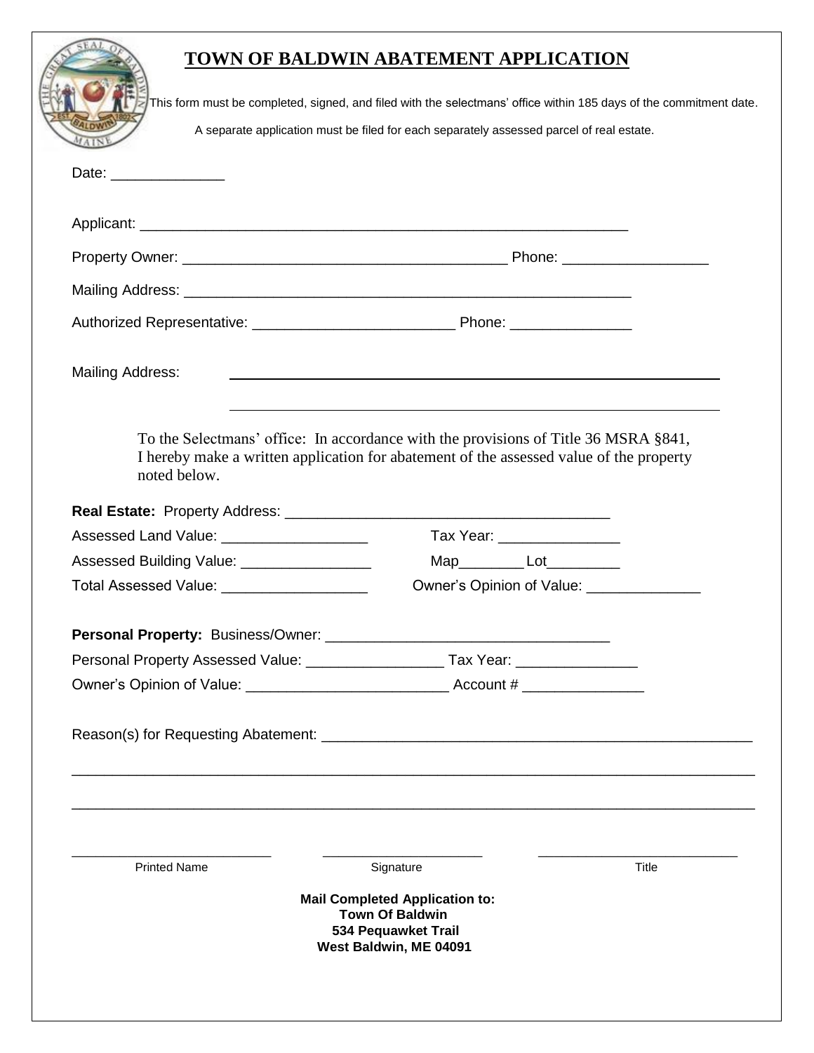# TOWN OF BALDWIN ABATEMENT APPLICATION

This form must be completed, signed, and filed with the selectmans' office within 185 days of the commitment date.

A separate application must be filed for each separately assessed parcel of real estate.

Date: ______________

Applicant: ______________________________________________________________

Property Owner: ________________________________________ Phone: _________________

Mailing Address: _________________________________________________________

Authorized Representative: _________________________ Phone: _______________

Mailing Address: _________________________________________________________

_________________________________________________________

To the Selectmans' office: In accordance with the provisions of Title 36 MSRA §841, I hereby make a written application for abatement of the assessed value of the property noted below.

**Real Estate:** Property Address: ________________________________________

Assessed Land Value: __________________ Tax Year: _______________

Assessed Building Value: ________________ Map________ Lot_________

Total Assessed Value: __________________ Owner's Opinion of Value: ______________

**Personal Property:** Business/Owner: ___________________________________

Personal Property Assessed Value: _________________ Tax Year: _______________

Owner's Opinion of Value: _________________________ Account # _______________

Reason(s) for Requesting Abatement: ______________________________________________________

________________________________________________________________________________

________________________________________________________________________________

_________________________ ____________________ _________________________

Printed Name Signature Title

**Mail Completed Application to:**
**Town Of Baldwin**
**534 Pequawket Trail**
**West Baldwin, ME 04091**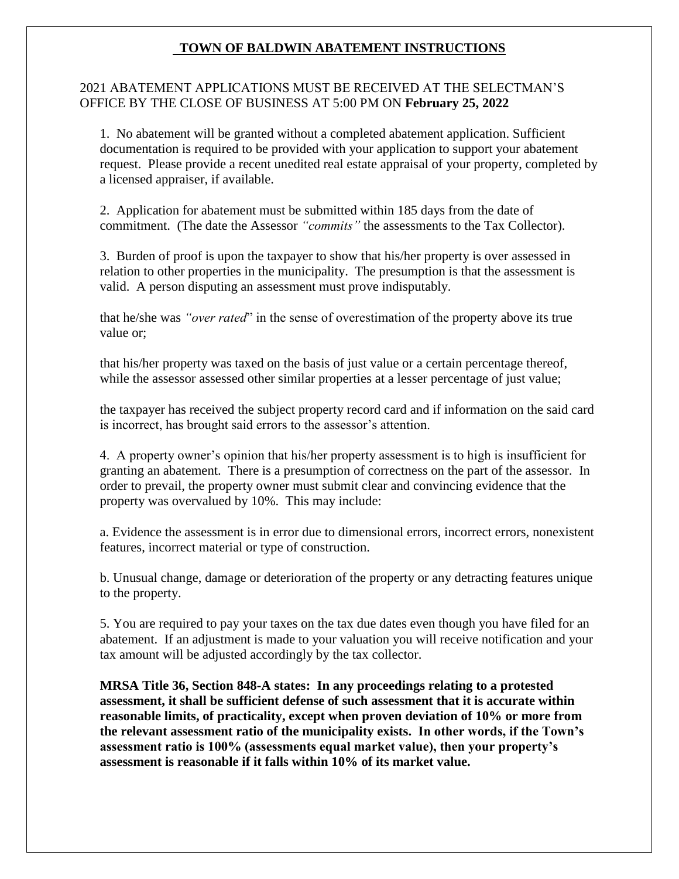# TOWN OF BALDWIN ABATEMENT INSTRUCTIONS

2021 ABATEMENT APPLICATIONS MUST BE RECEIVED AT THE SELECTMAN'S OFFICE BY THE CLOSE OF BUSINESS AT 5:00 PM ON **February 25, 2022**

1. No abatement will be granted without a completed abatement application. Sufficient documentation is required to be provided with your application to support your abatement request. Please provide a recent unedited real estate appraisal of your property, completed by a licensed appraiser, if available.

2. Application for abatement must be submitted within 185 days from the date of commitment. (The date the Assessor *"commits"* the assessments to the Tax Collector).

3. Burden of proof is upon the taxpayer to show that his/her property is over assessed in relation to other properties in the municipality. The presumption is that the assessment is valid. A person disputing an assessment must prove indisputably.

   that he/she was *"over rated*" in the sense of overestimation of the property above its true value or;

   that his/her property was taxed on the basis of just value or a certain percentage thereof, while the assessor assessed other similar properties at a lesser percentage of just value;

   the taxpayer has received the subject property record card and if information on the said card is incorrect, has brought said errors to the assessor's attention.

4. A property owner's opinion that his/her property assessment is to high is insufficient for granting an abatement. There is a presumption of correctness on the part of the assessor. In order to prevail, the property owner must submit clear and convincing evidence that the property was overvalued by 10%. This may include:

   a. Evidence the assessment is in error due to dimensional errors, incorrect errors, nonexistent features, incorrect material or type of construction.

   b. Unusual change, damage or deterioration of the property or any detracting features unique to the property.

5. You are required to pay your taxes on the tax due dates even though you have filed for an abatement. If an adjustment is made to your valuation you will receive notification and your tax amount will be adjusted accordingly by the tax collector.

**MRSA Title 36, Section 848-A states: In any proceedings relating to a protested assessment, it shall be sufficient defense of such assessment that it is accurate within reasonable limits, of practicality, except when proven deviation of 10% or more from the relevant assessment ratio of the municipality exists. In other words, if the Town's assessment ratio is 100% (assessments equal market value), then your property's assessment is reasonable if it falls within 10% of its market value.**